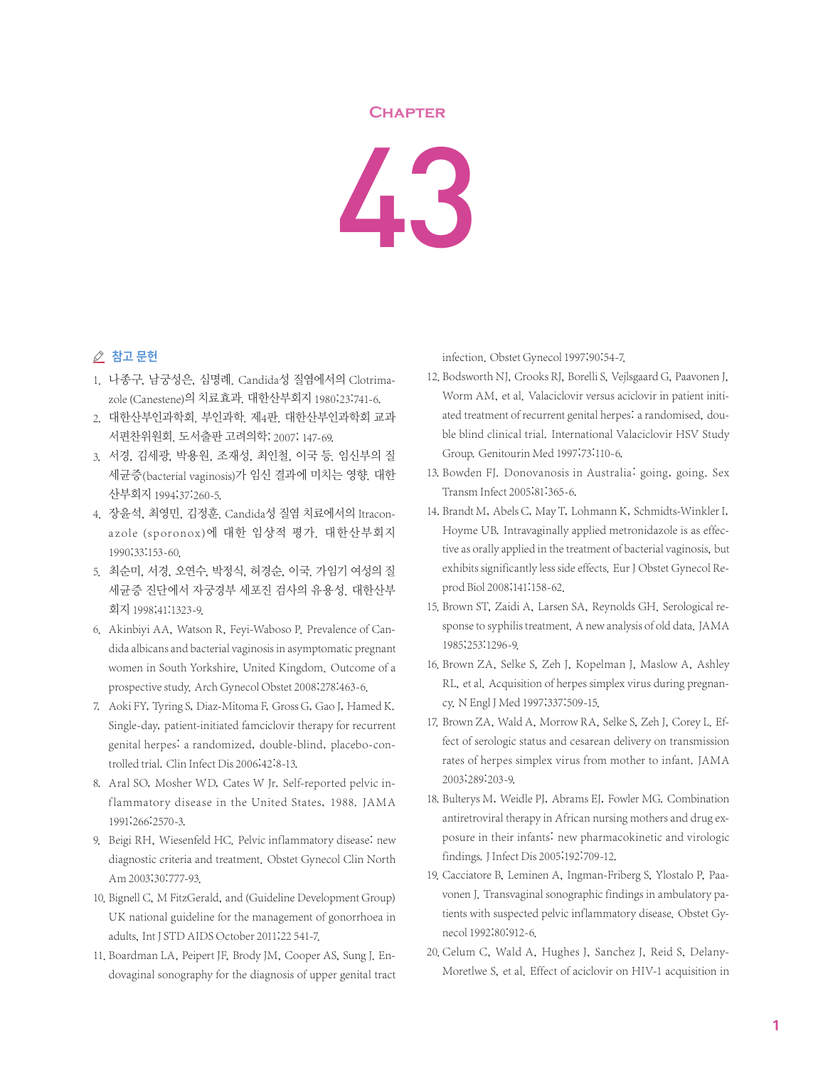# Chapter 43

## 참고 문헌

1. 나종구, 남궁성은, 심명례. Candida성 질염에서의 Clotrimazole (Canestene)의 치료효과. 대한산부회지 1980;23:741-6.
2. 대한산부인과학회. 부인과학. 제4판. 대한산부인과학회 교과서편찬위원회. 도서출판 고려의학; 2007; 147-69.
3. 서경, 김세광, 박용원, 조재성, 최인철, 이국 등. 임신부의 질세균증(bacterial vaginosis)가 임신 결과에 미치는 영향. 대한산부회지 1994;37:260-5.
4. 장윤석, 최영민, 김정훈. Candida성 질염 치료에서의 Itraconazole (sporonox)에 대한 임상적 평가. 대한산부회지 1990;33:153-60.
5. 최순미, 서경, 오연수, 박정식, 허경순, 이국. 가임기 여성의 질세균증 진단에서 자궁경부 세포진 검사의 유용성. 대한산부회지 1998;41:1323-9.
6. Akinbiyi AA, Watson R, Feyi-Waboso P. Prevalence of Candida albicans and bacterial vaginosis in asymptomatic pregnant women in South Yorkshire, United Kingdom. Outcome of a prospective study. Arch Gynecol Obstet 2008;278:463-6.
7. Aoki FY, Tyring S, Diaz-Mitoma F, Gross G, Gao J, Hamed K. Single-day, patient-initiated famciclovir therapy for recurrent genital herpes: a randomized, double-blind, placebo-controlled trial. Clin Infect Dis 2006;42:8-13.
8. Aral SO, Mosher WD, Cates W Jr. Self-reported pelvic inflammatory disease in the United States, 1988. JAMA 1991;266:2570-3.
9. Beigi RH, Wiesenfeld HC. Pelvic inflammatory disease: new diagnostic criteria and treatment. Obstet Gynecol Clin North Am 2003;30:777-93.
10. Bignell C, M FitzGerald, and (Guideline Development Group) UK national guideline for the management of gonorrhoea in adults, Int J STD AIDS October 2011;22 541-7.
11. Boardman LA, Peipert JF, Brody JM, Cooper AS, Sung J. Endovaginal sonography for the diagnosis of upper genital tract infection. Obstet Gynecol 1997;90:54-7.
12. Bodsworth NJ, Crooks RJ, Borelli S, Vejlsgaard G, Paavonen J, Worm AM, et al. Valaciclovir versus aciclovir in patient initiated treatment of recurrent genital herpes: a randomised, double blind clinical trial. International Valaciclovir HSV Study Group. Genitourin Med 1997;73:110-6.
13. Bowden FJ. Donovanosis in Australia: going, going. Sex Transm Infect 2005;81:365-6.
14. Brandt M, Abels C, May T, Lohmann K, Schmidts-Winkler I, Hoyme UB. Intravaginally applied metronidazole is as effective as orally applied in the treatment of bacterial vaginosis, but exhibits significantly less side effects. Eur J Obstet Gynecol Reprod Biol 2008;141:158-62.
15. Brown ST, Zaidi A, Larsen SA, Reynolds GH. Serological response to syphilis treatment. A new analysis of old data. JAMA 1985;253:1296-9.
16. Brown ZA, Selke S, Zeh J, Kopelman J, Maslow A, Ashley RL, et al. Acquisition of herpes simplex virus during pregnancy. N Engl J Med 1997;337:509-15.
17. Brown ZA, Wald A, Morrow RA, Selke S, Zeh J, Corey L. Effect of serologic status and cesarean delivery on transmission rates of herpes simplex virus from mother to infant. JAMA 2003;289:203-9.
18. Bulterys M, Weidle PJ, Abrams EJ, Fowler MG. Combination antiretroviral therapy in African nursing mothers and drug exposure in their infants: new pharmacokinetic and virologic findings. J Infect Dis 2005;192:709-12.
19. Cacciatore B, Leminen A, Ingman-Friberg S, Ylostalo P, Paavonen J. Transvaginal sonographic findings in ambulatory patients with suspected pelvic inflammatory disease. Obstet Gynecol 1992;80:912-6.
20. Celum C, Wald A, Hughes J, Sanchez J, Reid S, Delany-Moretlwe S, et al. Effect of aciclovir on HIV-1 acquisition in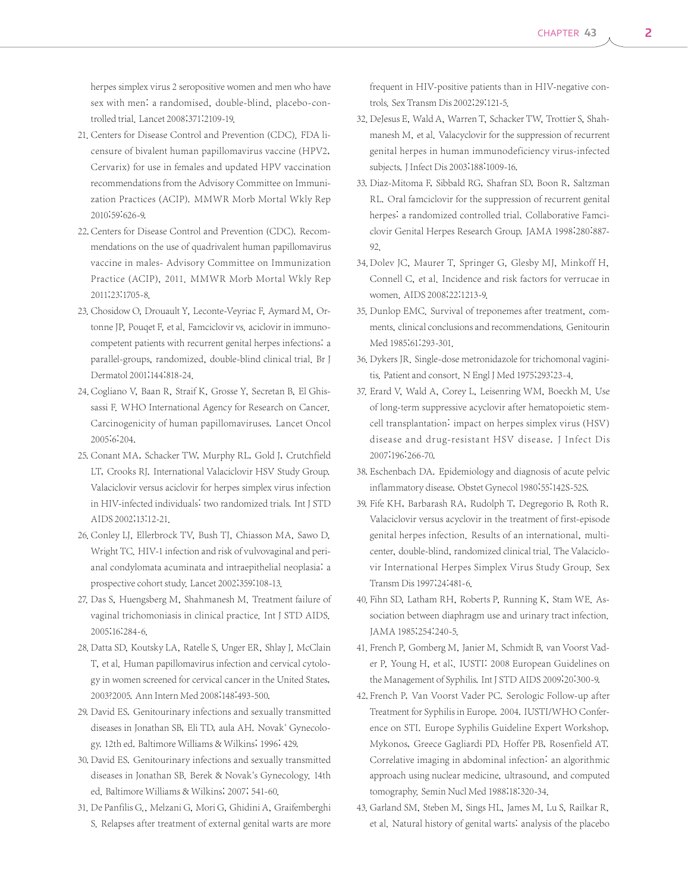herpes simplex virus 2 seropositive women and men who have sex with men: a randomised, double-blind, placebo-controlled trial. Lancet 2008;371:2109-19.

21. Centers for Disease Control and Prevention (CDC). FDA licensure of bivalent human papillomavirus vaccine (HPV2, Cervarix) for use in females and updated HPV vaccination recommendations from the Advisory Committee on Immunization Practices (ACIP). MMWR Morb Mortal Wkly Rep 2010;59:626-9.
22. Centers for Disease Control and Prevention (CDC). Recommendations on the use of quadrivalent human papillomavirus vaccine in males- Advisory Committee on Immunization Practice (ACIP), 2011. MMWR Morb Mortal Wkly Rep 2011;23:1705-8.
23. Chosidow O, Drouault Y, Leconte-Veyriac F, Aymard M, Ortonne JP, Pouqet F, et al. Famciclovir vs. aciclovir in immunocompetent patients with recurrent genital herpes infections: a parallel-groups, randomized, double-blind clinical trial. Br J Dermatol 2001;144:818-24.
24. Cogliano V, Baan R, Straif K, Grosse Y, Secretan B, El Ghissassi F. WHO International Agency for Research on Cancer. Carcinogenicity of human papillomaviruses. Lancet Oncol 2005;6:204.
25. Conant MA, Schacker TW, Murphy RL, Gold J, Crutchfield LT, Crooks RJ. International Valaciclovir HSV Study Group. Valaciclovir versus aciclovir for herpes simplex virus infection in HIV-infected individuals: two randomized trials. Int J STD AIDS 2002;13:12-21.
26. Conley LJ, Ellerbrock TV, Bush TJ, Chiasson MA, Sawo D, Wright TC. HIV-1 infection and risk of vulvovaginal and perianal condylomata acuminata and intraepithelial neoplasia: a prospective cohort study. Lancet 2002;359:108-13.
27. Das S, Huengsberg M, Shahmanesh M. Treatment failure of vaginal trichomoniasis in clinical practice. Int J STD AIDS. 2005;16:284-6.
28. Datta SD, Koutsky LA, Ratelle S, Unger ER, Shlay J, McClain T, et al. Human papillomavirus infection and cervical cytology in women screened for cervical cancer in the United States, 2003?2005. Ann Intern Med 2008;148:493-500.
29. David ES. Genitourinary infections and sexually transmitted diseases in Jonathan SB, Eli TD, aula AH. Novak' Gynecology. 12th ed. Baltimore Williams & Wilkins; 1996; 429.
30. David ES. Genitourinary infections and sexually transmitted diseases in Jonathan SB. Berek & Novak's Gynecology. 14th ed. Baltimore Williams & Wilkins; 2007; 541-60.
31. De Panfilis G., Melzani G, Mori G, Ghidini A, Graifemberghi S. Relapses after treatment of external genital warts are more frequent in HIV-positive patients than in HIV-negative controls. Sex Transm Dis 2002;29:121-5.
32. DeJesus E, Wald A, Warren T, Schacker TW, Trottier S, Shahmanesh M, et al. Valacyclovir for the suppression of recurrent genital herpes in human immunodeficiency virus-infected subjects. J Infect Dis 2003;188:1009-16.
33. Diaz-Mitoma F, Sibbald RG, Shafran SD, Boon R, Saltzman RL. Oral famciclovir for the suppression of recurrent genital herpes: a randomized controlled trial. Collaborative Famciclovir Genital Herpes Research Group. JAMA 1998;280:887-92.
34. Dolev JC, Maurer T, Springer G, Glesby MJ, Minkoff H, Connell C, et al. Incidence and risk factors for verrucae in women. AIDS 2008;22:1213-9.
35. Dunlop EMC. Survival of treponemes after treatment, comments, clinical conclusions and recommendations. Genitourin Med 1985;61:293-301.
36. Dykers JR. Single-dose metronidazole for trichomonal vaginitis. Patient and consort. N Engl J Med 1975;293:23-4.
37. Erard V, Wald A, Corey L, Leisenring WM, Boeckh M. Use of long-term suppressive acyclovir after hematopoietic stem-cell transplantation: impact on herpes simplex virus (HSV) disease and drug-resistant HSV disease. J Infect Dis 2007;196:266-70.
38. Eschenbach DA. Epidemiology and diagnosis of acute pelvic inflammatory disease. Obstet Gynecol 1980;55:142S-52S.
39. Fife KH, Barbarash RA, Rudolph T, Degregorio B, Roth R. Valaciclovir versus acyclovir in the treatment of first-episode genital herpes infection. Results of an international, multicenter, double-blind, randomized clinical trial. The Valaciclovir International Herpes Simplex Virus Study Group. Sex Transm Dis 1997;24:481-6.
40. Fihn SD, Latham RH, Roberts P, Running K, Stam WE. Association between diaphragm use and urinary tract infection. JAMA 1985;254:240-5.
41. French P, Gomberg M, Janier M, Schmidt B, van Voorst Vader P, Young H, et al;. IUSTI: 2008 European Guidelines on the Management of Syphilis. Int J STD AIDS 2009;20:300-9.
42. French P, Van Voorst Vader PC. Serologic Follow-up after Treatment for Syphilis in Europe. 2004. IUSTI/WHO Conference on STI. Europe Syphilis Guideline Expert Workshop. Mykonos. Greece Gagliardi PD, Hoffer PB, Rosenfield AT. Correlative imaging in abdominal infection: an algorithmic approach using nuclear medicine, ultrasound, and computed tomography. Semin Nucl Med 1988;18:320-34.
43. Garland SM, Steben M, Sings HL, James M, Lu S, Railkar R, et al. Natural history of genital warts: analysis of the placebo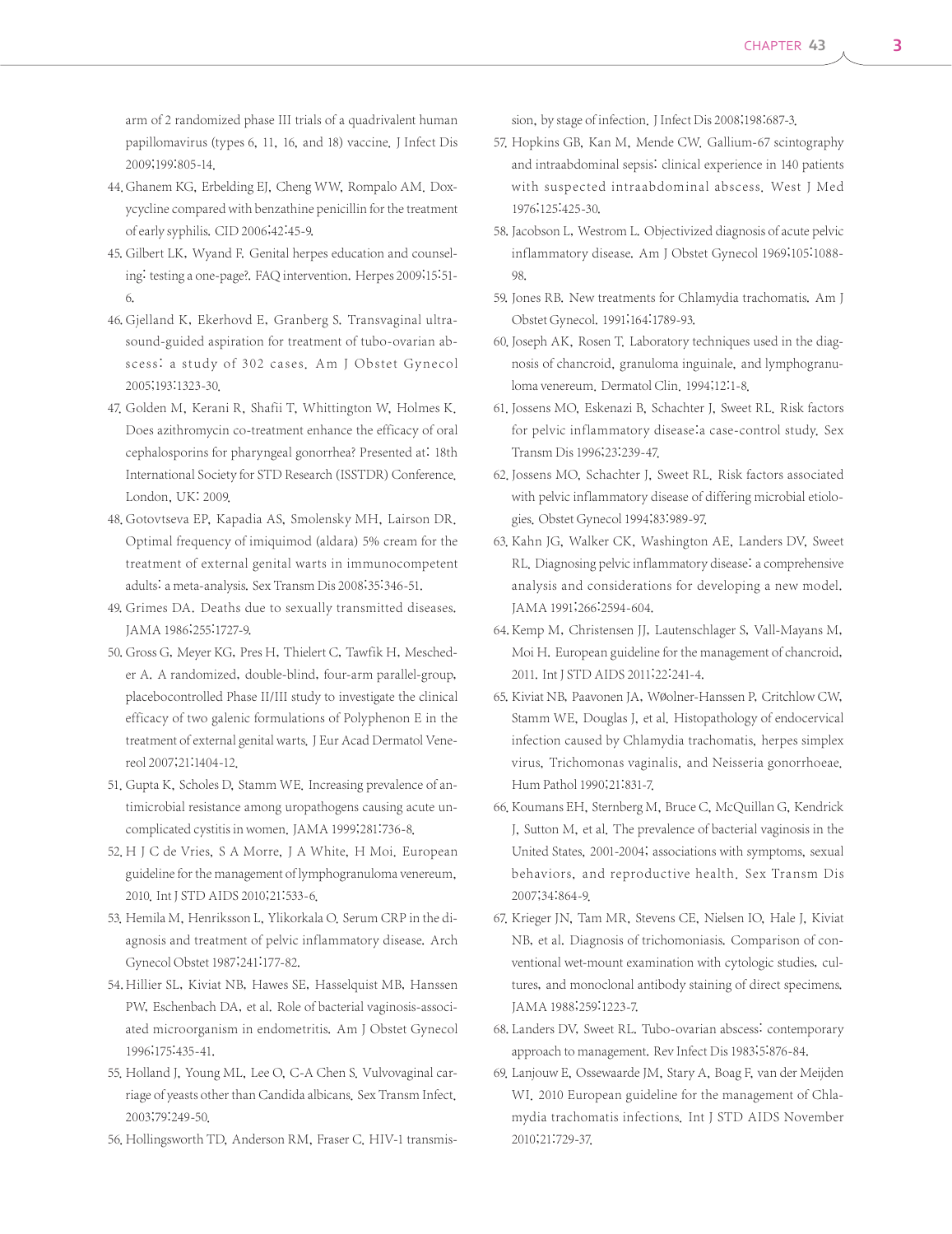arm of 2 randomized phase III trials of a quadrivalent human papillomavirus (types 6, 11, 16, and 18) vaccine. J Infect Dis 2009;199:805-14.

44. Ghanem KG, Erbelding EJ, Cheng WW, Rompalo AM. Doxycycline compared with benzathine penicillin for the treatment of early syphilis. CID 2006;42:45-9.
45. Gilbert LK, Wyand F. Genital herpes education and counseling: testing a one-page?. FAQ intervention. Herpes 2009;15:51-6.
46. Gjelland K, Ekerhovd E, Granberg S. Transvaginal ultrasound-guided aspiration for treatment of tubo-ovarian abscess: a study of 302 cases. Am J Obstet Gynecol 2005;193:1323-30.
47. Golden M, Kerani R, Shafii T, Whittington W, Holmes K. Does azithromycin co-treatment enhance the efficacy of oral cephalosporins for pharyngeal gonorrhea? Presented at: 18th International Society for STD Research (ISSTDR) Conference. London, UK: 2009.
48. Gotovtseva EP, Kapadia AS, Smolensky MH, Lairson DR. Optimal frequency of imiquimod (aldara) 5% cream for the treatment of external genital warts in immunocompetent adults: a meta-analysis. Sex Transm Dis 2008;35:346-51.
49. Grimes DA. Deaths due to sexually transmitted diseases. JAMA 1986;255:1727-9.
50. Gross G, Meyer KG, Pres H, Thielert C, Tawfik H, Mescheder A. A randomized, double-blind, four-arm parallel-group, placebocontrolled Phase II/III study to investigate the clinical efficacy of two galenic formulations of Polyphenon E in the treatment of external genital warts. J Eur Acad Dermatol Venereol 2007;21:1404-12.
51. Gupta K, Scholes D, Stamm WE. Increasing prevalence of antimicrobial resistance among uropathogens causing acute uncomplicated cystitis in women. JAMA 1999;281:736-8.
52. H J C de Vries, S A Morre, J A White, H Moi. European guideline for the management of lymphogranuloma venereum, 2010. Int J STD AIDS 2010;21:533-6.
53. Hemila M, Henriksson L, Ylikorkala O. Serum CRP in the diagnosis and treatment of pelvic inflammatory disease. Arch Gynecol Obstet 1987;241:177-82.
54. Hillier SL, Kiviat NB, Hawes SE, Hasselquist MB, Hanssen PW, Eschenbach DA, et al. Role of bacterial vaginosis-associated microorganism in endometritis. Am J Obstet Gynecol 1996;175:435-41.
55. Holland J, Young ML, Lee O, C-A Chen S. Vulvovaginal carriage of yeasts other than Candida albicans. Sex Transm Infect. 2003;79:249-50.
56. Hollingsworth TD, Anderson RM, Fraser C. HIV-1 transmission, by stage of infection. J Infect Dis 2008;198:687-3.
57. Hopkins GB, Kan M, Mende CW. Gallium-67 scintography and intraabdominal sepsis: clinical experience in 140 patients with suspected intraabdominal abscess. West J Med 1976;125:425-30.
58. Jacobson L, Westrom L. Objectivized diagnosis of acute pelvic inflammatory disease. Am J Obstet Gynecol 1969;105:1088-98.
59. Jones RB. New treatments for Chlamydia trachomatis. Am J Obstet Gynecol. 1991;164:1789-93.
60. Joseph AK, Rosen T. Laboratory techniques used in the diagnosis of chancroid, granuloma inguinale, and lymphogranuloma venereum. Dermatol Clin. 1994;12:1-8.
61. Jossens MO, Eskenazi B, Schachter J, Sweet RL. Risk factors for pelvic inflammatory disease:a case-control study. Sex Transm Dis 1996;23:239-47.
62. Jossens MO, Schachter J, Sweet RL. Risk factors associated with pelvic inflammatory disease of differing microbial etiologies. Obstet Gynecol 1994;83:989-97.
63. Kahn JG, Walker CK, Washington AE, Landers DV, Sweet RL. Diagnosing pelvic inflammatory disease: a comprehensive analysis and considerations for developing a new model. JAMA 1991;266:2594-604.
64. Kemp M, Christensen JJ, Lautenschlager S, Vall-Mayans M, Moi H. European guideline for the management of chancroid, 2011. Int J STD AIDS 2011;22:241-4.
65. Kiviat NB, Paavonen JA, Wølner-Hanssen P, Critchlow CW, Stamm WE, Douglas J, et al. Histopathology of endocervical infection caused by Chlamydia trachomatis, herpes simplex virus, Trichomonas vaginalis, and Neisseria gonorrhoeae. Hum Pathol 1990;21:831-7.
66. Koumans EH, Sternberg M, Bruce C, McQuillan G, Kendrick J, Sutton M, et al. The prevalence of bacterial vaginosis in the United States, 2001-2004; associations with symptoms, sexual behaviors, and reproductive health. Sex Transm Dis 2007;34:864-9.
67. Krieger JN, Tam MR, Stevens CE, Nielsen IO, Hale J, Kiviat NB, et al. Diagnosis of trichomoniasis. Comparison of conventional wet-mount examination with cytologic studies, cultures, and monoclonal antibody staining of direct specimens. JAMA 1988;259:1223-7.
68. Landers DV, Sweet RL. Tubo-ovarian abscess: contemporary approach to management. Rev Infect Dis 1983;5:876-84.
69. Lanjouw E, Ossewaarde JM, Stary A, Boag F, van der Meijden WI. 2010 European guideline for the management of Chlamydia trachomatis infections. Int J STD AIDS November 2010;21:729-37.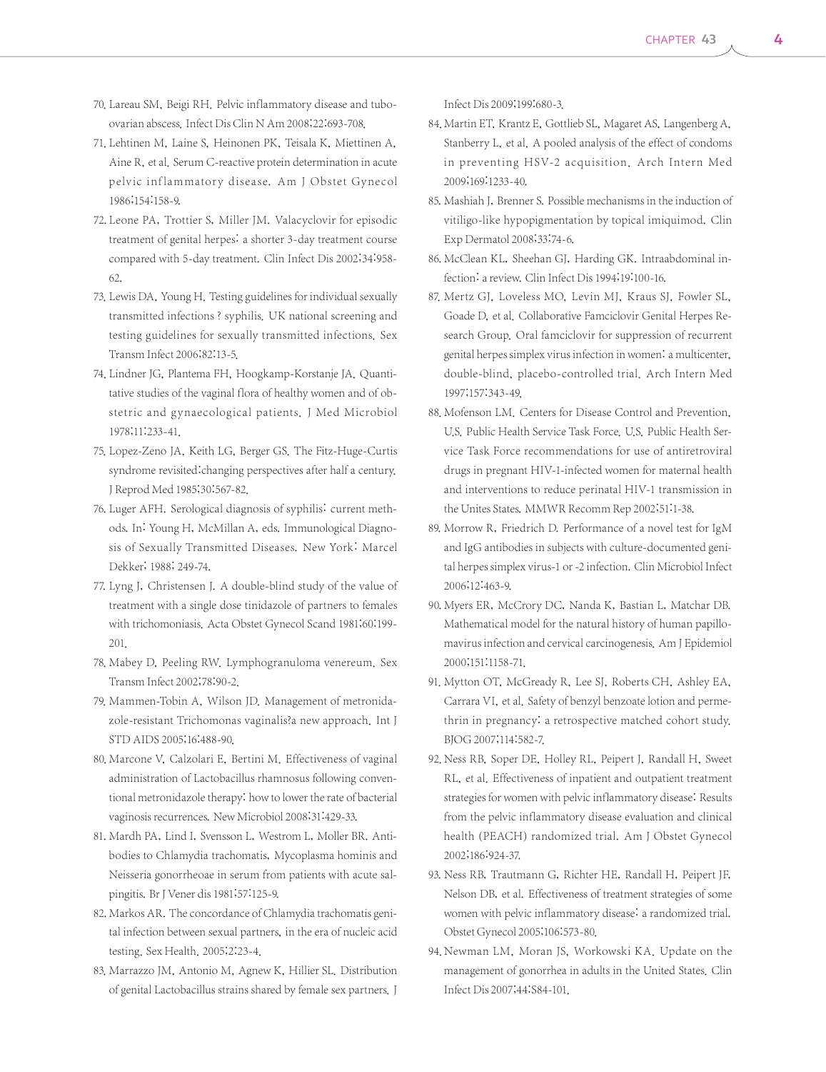70. Lareau SM, Beigi RH. Pelvic inflammatory disease and tubo-ovarian abscess. Infect Dis Clin N Am 2008;22:693-708.
71. Lehtinen M, Laine S, Heinonen PK, Teisala K, Miettinen A, Aine R, et al. Serum C-reactive protein determination in acute pelvic inflammatory disease. Am J Obstet Gynecol 1986;154:158-9.
72. Leone PA, Trottier S, Miller JM. Valacyclovir for episodic treatment of genital herpes: a shorter 3-day treatment course compared with 5-day treatment. Clin Infect Dis 2002;34:958-62.
73. Lewis DA, Young H. Testing guidelines for individual sexually transmitted infections ? syphilis. UK national screening and testing guidelines for sexually transmitted infections. Sex Transm Infect 2006;82:13-5.
74. Lindner JG, Plantema FH, Hoogkamp-Korstanje JA. Quantitative studies of the vaginal flora of healthy women and of obstetric and gynaecological patients. J Med Microbiol 1978;11:233-41.
75. Lopez-Zeno JA, Keith LG, Berger GS. The Fitz-Huge-Curtis syndrome revisited:changing perspectives after half a century. J Reprod Med 1985;30:567-82.
76. Luger AFH. Serological diagnosis of syphilis: current methods. In: Young H, McMillan A, eds. Immunological Diagnosis of Sexually Transmitted Diseases. New York: Marcel Dekker; 1988; 249-74.
77. Lyng J, Christensen J. A double-blind study of the value of treatment with a single dose tinidazole of partners to females with trichomoniasis. Acta Obstet Gynecol Scand 1981;60:199-201.
78. Mabey D, Peeling RW. Lymphogranuloma venereum. Sex Transm Infect 2002;78:90-2.
79. Mammen-Tobin A, Wilson JD. Management of metronidazole-resistant Trichomonas vaginalis?a new approach. Int J STD AIDS 2005;16:488-90.
80. Marcone V, Calzolari E, Bertini M. Effectiveness of vaginal administration of Lactobacillus rhamnosus following conventional metronidazole therapy: how to lower the rate of bacterial vaginosis recurrences. New Microbiol 2008;31:429-33.
81. Mardh PA, Lind I, Svensson L, Westrom L, Moller BR. Antibodies to Chlamydia trachomatis, Mycoplasma hominis and Neisseria gonorrheoae in serum from patients with acute salpingitis. Br J Vener dis 1981;57:125-9.
82. Markos AR. The concordance of Chlamydia trachomatis genital infection between sexual partners, in the era of nucleic acid testing. Sex Health. 2005;2:23-4.
83. Marrazzo JM, Antonio M, Agnew K, Hillier SL. Distribution of genital Lactobacillus strains shared by female sex partners. J Infect Dis 2009;199:680-3.
84. Martin ET, Krantz E, Gottlieb SL, Magaret AS, Langenberg A, Stanberry L, et al. A pooled analysis of the effect of condoms in preventing HSV-2 acquisition. Arch Intern Med 2009;169:1233-40.
85. Mashiah J, Brenner S. Possible mechanisms in the induction of vitiligo-like hypopigmentation by topical imiquimod. Clin Exp Dermatol 2008;33:74-6.
86. McClean KL, Sheehan GJ, Harding GK. Intraabdominal infection: a review. Clin Infect Dis 1994;19:100-16.
87. Mertz GJ, Loveless MO, Levin MJ, Kraus SJ, Fowler SL, Goade D, et al. Collaborative Famciclovir Genital Herpes Research Group. Oral famciclovir for suppression of recurrent genital herpes simplex virus infection in women: a multicenter, double-blind, placebo-controlled trial. Arch Intern Med 1997;157:343-49.
88. Mofenson LM. Centers for Disease Control and Prevention, U.S. Public Health Service Task Force. U.S. Public Health Service Task Force recommendations for use of antiretroviral drugs in pregnant HIV-1-infected women for maternal health and interventions to reduce perinatal HIV-1 transmission in the Unites States. MMWR Recomm Rep 2002;51:1-38.
89. Morrow R, Friedrich D. Performance of a novel test for IgM and IgG antibodies in subjects with culture-documented genital herpes simplex virus-1 or -2 infection. Clin Microbiol Infect 2006;12:463-9.
90. Myers ER, McCrory DC, Nanda K, Bastian L, Matchar DB. Mathematical model for the natural history of human papillomavirus infection and cervical carcinogenesis. Am J Epidemiol 2000;151:1158-71.
91. Mytton OT, McGready R, Lee SJ, Roberts CH, Ashley EA, Carrara VI, et al. Safety of benzyl benzoate lotion and permethrin in pregnancy: a retrospective matched cohort study. BJOG 2007;114:582-7.
92. Ness RB, Soper DE, Holley RL, Peipert J, Randall H, Sweet RL, et al. Effectiveness of inpatient and outpatient treatment strategies for women with pelvic inflammatory disease: Results from the pelvic inflammatory disease evaluation and clinical health (PEACH) randomized trial. Am J Obstet Gynecol 2002;186:924-37.
93. Ness RB, Trautmann G, Richter HE, Randall H, Peipert JF, Nelson DB, et al. Effectiveness of treatment strategies of some women with pelvic inflammatory disease: a randomized trial. Obstet Gynecol 2005;106:573-80.
94. Newman LM, Moran JS, Workowski KA. Update on the management of gonorrhea in adults in the United States. Clin Infect Dis 2007;44:S84-101.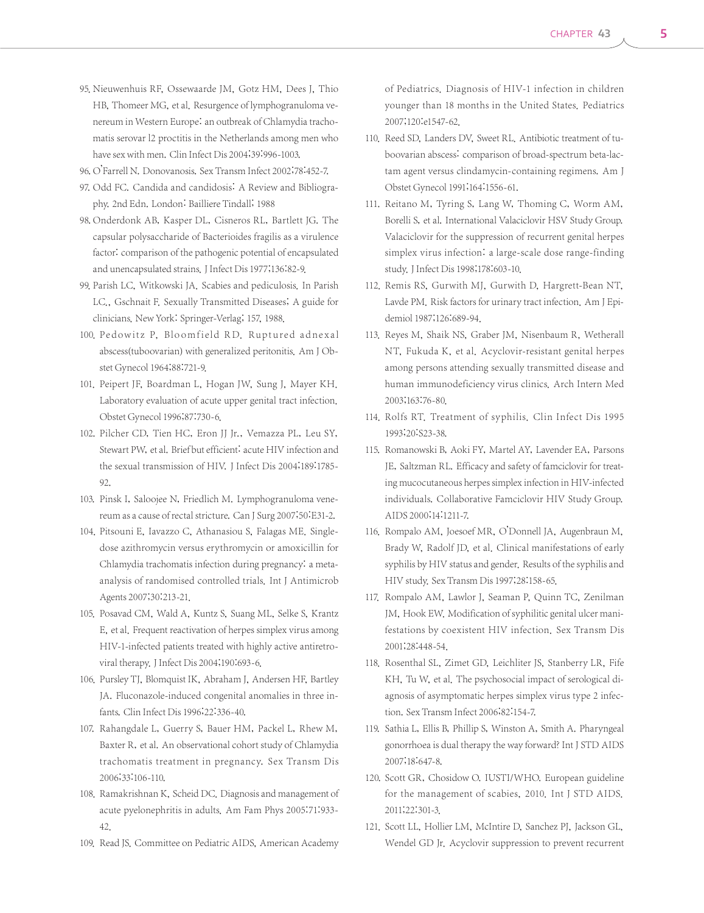95. Nieuwenhuis RF, Ossewaarde JM, Gotz HM, Dees J, Thio HB, Thomeer MG, et al. Resurgence of lymphogranuloma venereum in Western Europe: an outbreak of Chlamydia trachomatis serovar l2 proctitis in the Netherlands among men who have sex with men. Clin Infect Dis 2004;39:996-1003.
96. O'Farrell N. Donovanosis. Sex Transm Infect 2002;78:452-7.
97. Odd FC. Candida and candidosis: A Review and Bibliography. 2nd Edn. London: Bailliere Tindall; 1988
98. Onderdonk AB, Kasper DL, Cisneros RL, Bartlett JG. The capsular polysaccharide of Bacterioides fragilis as a virulence factor: comparison of the pathogenic potential of encapsulated and unencapsulated strains. J Infect Dis 1977;136:82-9.
99. Parish LC, Witkowski JA. Scabies and pediculosis. In Parish LC., Gschnait F. Sexually Transmitted Diseases; A guide for clinicians. New York: Springer-Verlag; 157, 1988.
100. Pedowitz P, Bloomfield RD. Ruptured adnexal abscess(tuboovarian) with generalized peritonitis. Am J Obstet Gynecol 1964;88:721-9.
101. Peipert JF, Boardman L, Hogan JW, Sung J, Mayer KH. Laboratory evaluation of acute upper genital tract infection. Obstet Gynecol 1996;87:730-6.
102. Pilcher CD, Tien HC, Eron JJ Jr., Vemazza PL, Leu SY, Stewart PW, et al. Brief but efficient: acute HIV infection and the sexual transmission of HIV. J Infect Dis 2004;189:1785-92.
103. Pinsk I, Saloojee N, Friedlich M. Lymphogranuloma venereum as a cause of rectal stricture. Can J Surg 2007;50:E31-2.
104. Pitsouni E, Iavazzo C, Athanasiou S, Falagas ME. Single-dose azithromycin versus erythromycin or amoxicillin for Chlamydia trachomatis infection during pregnancy: a meta-analysis of randomised controlled trials. Int J Antimicrob Agents 2007;30:213-21.
105. Posavad CM, Wald A, Kuntz S, Suang ML, Selke S, Krantz E, et al. Frequent reactivation of herpes simplex virus among HIV-1-infected patients treated with highly active antiretroviral therapy. J Infect Dis 2004;190:693-6.
106. Pursley TJ, Blomquist IK, Abraham J, Andersen HF, Bartley JA. Fluconazole-induced congenital anomalies in three infants. Clin Infect Dis 1996;22:336-40.
107. Rahangdale L, Guerry S, Bauer HM, Packel L, Rhew M, Baxter R, et al. An observational cohort study of Chlamydia trachomatis treatment in pregnancy. Sex Transm Dis 2006;33:106-110.
108. Ramakrishnan K, Scheid DC. Diagnosis and management of acute pyelonephritis in adults. Am Fam Phys 2005;71:933-42.
109. Read JS. Committee on Pediatric AIDS, American Academy of Pediatrics. Diagnosis of HIV-1 infection in children younger than 18 months in the United States. Pediatrics 2007;120:e1547-62.
110. Reed SD, Landers DV, Sweet RL. Antibiotic treatment of tuboovarian abscess: comparison of broad-spectrum beta-lactam agent versus clindamycin-containing regimens. Am J Obstet Gynecol 1991;164:1556-61.
111. Reitano M, Tyring S, Lang W, Thoming C, Worm AM, Borelli S, et al. International Valaciclovir HSV Study Group. Valaciclovir for the suppression of recurrent genital herpes simplex virus infection: a large-scale dose range-finding study. J Infect Dis 1998;178:603-10.
112. Remis RS, Gurwith MJ, Gurwith D, Hargrett-Bean NT, Lavde PM. Risk factors for urinary tract infection. Am J Epidemiol 1987;126:689-94.
113. Reyes M, Shaik NS, Graber JM, Nisenbaum R, Wetherall NT, Fukuda K, et al. Acyclovir-resistant genital herpes among persons attending sexually transmitted disease and human immunodeficiency virus clinics. Arch Intern Med 2003;163:76-80.
114. Rolfs RT. Treatment of syphilis. Clin Infect Dis 1995 1993;20:S23-38.
115. Romanowski B, Aoki FY, Martel AY, Lavender EA, Parsons JE, Saltzman RL. Efficacy and safety of famciclovir for treating mucocutaneous herpes simplex infection in HIV-infected individuals. Collaborative Famciclovir HIV Study Group. AIDS 2000;14:1211-7.
116. Rompalo AM, Joesoef MR, O'Donnell JA, Augenbraun M, Brady W, Radolf JD, et al. Clinical manifestations of early syphilis by HIV status and gender. Results of the syphilis and HIV study. Sex Transm Dis 1997;28:158-65.
117. Rompalo AM, Lawlor J, Seaman P, Quinn TC, Zenilman JM, Hook EW. Modification of syphilitic genital ulcer manifestations by coexistent HIV infection. Sex Transm Dis 2001;28:448-54.
118. Rosenthal SL, Zimet GD, Leichliter JS, Stanberry LR, Fife KH, Tu W, et al. The psychosocial impact of serological diagnosis of asymptomatic herpes simplex virus type 2 infection. Sex Transm Infect 2006;82:154-7.
119. Sathia L, Ellis B, Phillip S, Winston A, Smith A. Pharyngeal gonorrhoea is dual therapy the way forward? Int J STD AIDS 2007;18:647-8.
120. Scott GR, Chosidow O. IUSTI/WHO. European guideline for the management of scabies, 2010. Int J STD AIDS. 2011;22:301-3.
121. Scott LL, Hollier LM, McIntire D, Sanchez PJ, Jackson GL, Wendel GD Jr. Acyclovir suppression to prevent recurrent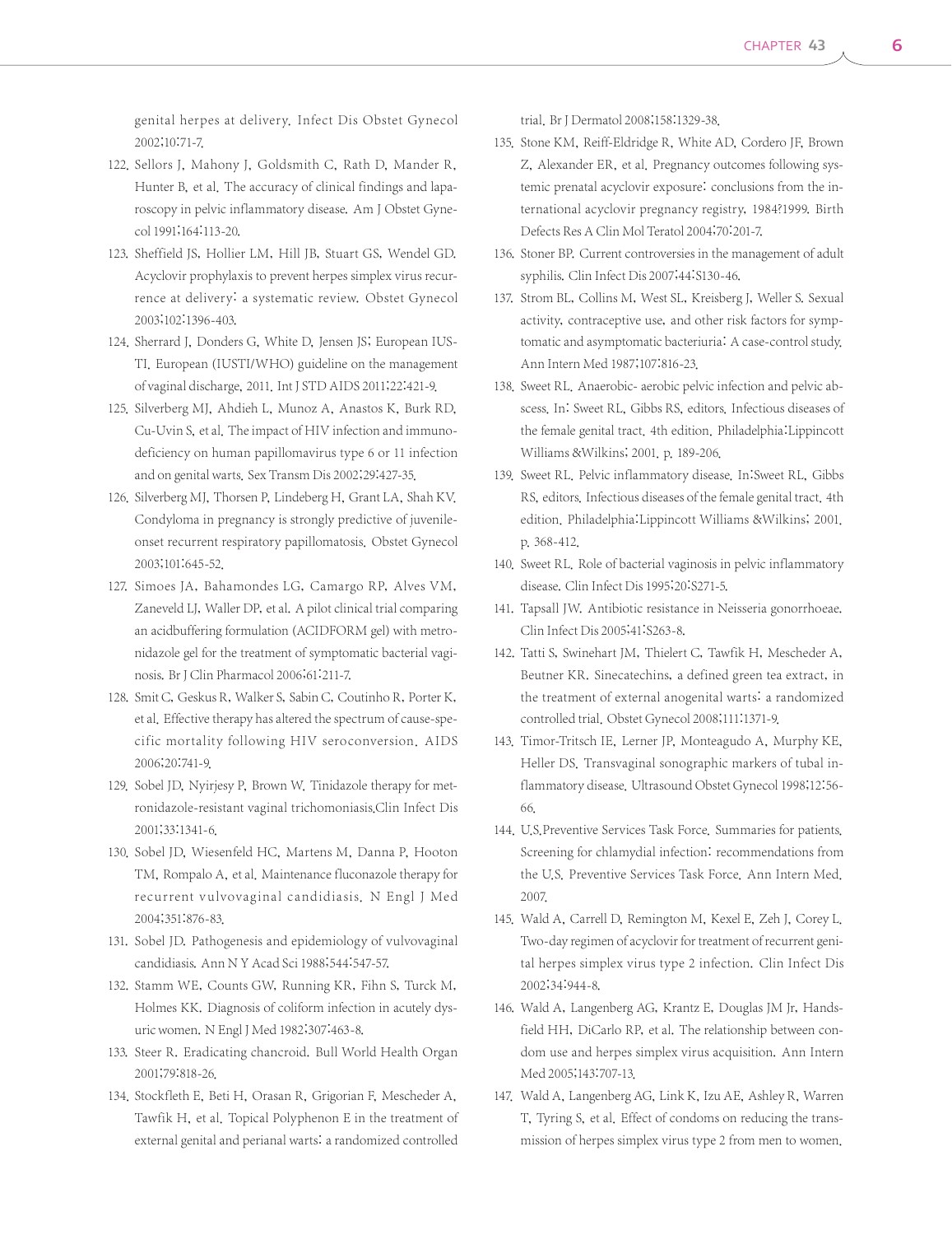genital herpes at delivery. Infect Dis Obstet Gynecol 2002;10:71-7.

122. Sellors J, Mahony J, Goldsmith C, Rath D, Mander R, Hunter B, et al. The accuracy of clinical findings and laparoscopy in pelvic inflammatory disease. Am J Obstet Gynecol 1991;164:113-20.
123. Sheffield JS, Hollier LM, Hill JB, Stuart GS, Wendel GD. Acyclovir prophylaxis to prevent herpes simplex virus recurrence at delivery: a systematic review. Obstet Gynecol 2003;102:1396-403.
124. Sherrard J, Donders G, White D, Jensen JS; European IUSTI. European (IUSTI/WHO) guideline on the management of vaginal discharge, 2011. Int J STD AIDS 2011;22:421-9.
125. Silverberg MJ, Ahdieh L, Munoz A, Anastos K, Burk RD, Cu-Uvin S, et al. The impact of HIV infection and immunodeficiency on human papillomavirus type 6 or 11 infection and on genital warts. Sex Transm Dis 2002;29:427-35.
126. Silverberg MJ, Thorsen P, Lindeberg H, Grant LA, Shah KV. Condyloma in pregnancy is strongly predictive of juvenile-onset recurrent respiratory papillomatosis. Obstet Gynecol 2003;101:645-52.
127. Simoes JA, Bahamondes LG, Camargo RP, Alves VM, Zaneveld LJ, Waller DP, et al. A pilot clinical trial comparing an acidbuffering formulation (ACIDFORM gel) with metronidazole gel for the treatment of symptomatic bacterial vaginosis. Br J Clin Pharmacol 2006;61:211-7.
128. Smit C, Geskus R, Walker S, Sabin C, Coutinho R, Porter K, et al. Effective therapy has altered the spectrum of cause-specific mortality following HIV seroconversion. AIDS 2006;20:741-9.
129. Sobel JD, Nyirjesy P, Brown W. Tinidazole therapy for metronidazole-resistant vaginal trichomoniasis.Clin Infect Dis 2001;33:1341-6.
130. Sobel JD, Wiesenfeld HC, Martens M, Danna P, Hooton TM, Rompalo A, et al. Maintenance fluconazole therapy for recurrent vulvovaginal candidiasis. N Engl J Med 2004;351:876-83.
131. Sobel JD. Pathogenesis and epidemiology of vulvovaginal candidiasis. Ann N Y Acad Sci 1988;544:547-57.
132. Stamm WE, Counts GW, Running KR, Fihn S, Turck M, Holmes KK. Diagnosis of coliform infection in acutely dysuric women. N Engl J Med 1982;307:463-8.
133. Steer R. Eradicating chancroid. Bull World Health Organ 2001;79:818-26.
134. Stockfleth E, Beti H, Orasan R, Grigorian F, Mescheder A, Tawfik H, et al. Topical Polyphenon E in the treatment of external genital and perianal warts: a randomized controlled trial. Br J Dermatol 2008;158:1329-38.
135. Stone KM, Reiff-Eldridge R, White AD, Cordero JF, Brown Z, Alexander ER, et al. Pregnancy outcomes following systemic prenatal acyclovir exposure: conclusions from the international acyclovir pregnancy registry, 1984?1999. Birth Defects Res A Clin Mol Teratol 2004;70:201-7.
136. Stoner BP. Current controversies in the management of adult syphilis. Clin Infect Dis 2007;44:S130-46.
137. Strom BL, Collins M, West SL, Kreisberg J, Weller S. Sexual activity, contraceptive use, and other risk factors for symptomatic and asymptomatic bacteriuria: A case-control study. Ann Intern Med 1987;107:816-23.
138. Sweet RL. Anaerobic- aerobic pelvic infection and pelvic abscess. In: Sweet RL, Gibbs RS, editors. Infectious diseases of the female genital tract. 4th edition. Philadelphia:Lippincott Williams &Wilkins; 2001. p. 189-206.
139. Sweet RL. Pelvic inflammatory disease. In:Sweet RL, Gibbs RS, editors. Infectious diseases of the female genital tract. 4th edition. Philadelphia:Lippincott Williams &Wilkins; 2001. p. 368-412.
140. Sweet RL. Role of bacterial vaginosis in pelvic inflammatory disease. Clin Infect Dis 1995;20:S271-5.
141. Tapsall JW. Antibiotic resistance in Neisseria gonorrhoeae. Clin Infect Dis 2005;41:S263-8.
142. Tatti S, Swinehart JM, Thielert C, Tawfik H, Mescheder A, Beutner KR. Sinecatechins, a defined green tea extract, in the treatment of external anogenital warts: a randomized controlled trial. Obstet Gynecol 2008;111:1371-9.
143. Timor-Tritsch IE, Lerner JP, Monteagudo A, Murphy KE, Heller DS. Transvaginal sonographic markers of tubal inflammatory disease. Ultrasound Obstet Gynecol 1998;12:56-66.
144. U.S.Preventive Services Task Force. Summaries for patients. Screening for chlamydial infection: recommendations from the U.S. Preventive Services Task Force. Ann Intern Med. 2007.
145. Wald A, Carrell D, Remington M, Kexel E, Zeh J, Corey L. Two-day regimen of acyclovir for treatment of recurrent genital herpes simplex virus type 2 infection. Clin Infect Dis 2002;34:944-8.
146. Wald A, Langenberg AG, Krantz E, Douglas JM Jr, Handsfield HH, DiCarlo RP, et al. The relationship between condom use and herpes simplex virus acquisition. Ann Intern Med 2005;143:707-13.
147. Wald A, Langenberg AG, Link K, Izu AE, Ashley R, Warren T, Tyring S, et al. Effect of condoms on reducing the transmission of herpes simplex virus type 2 from men to women.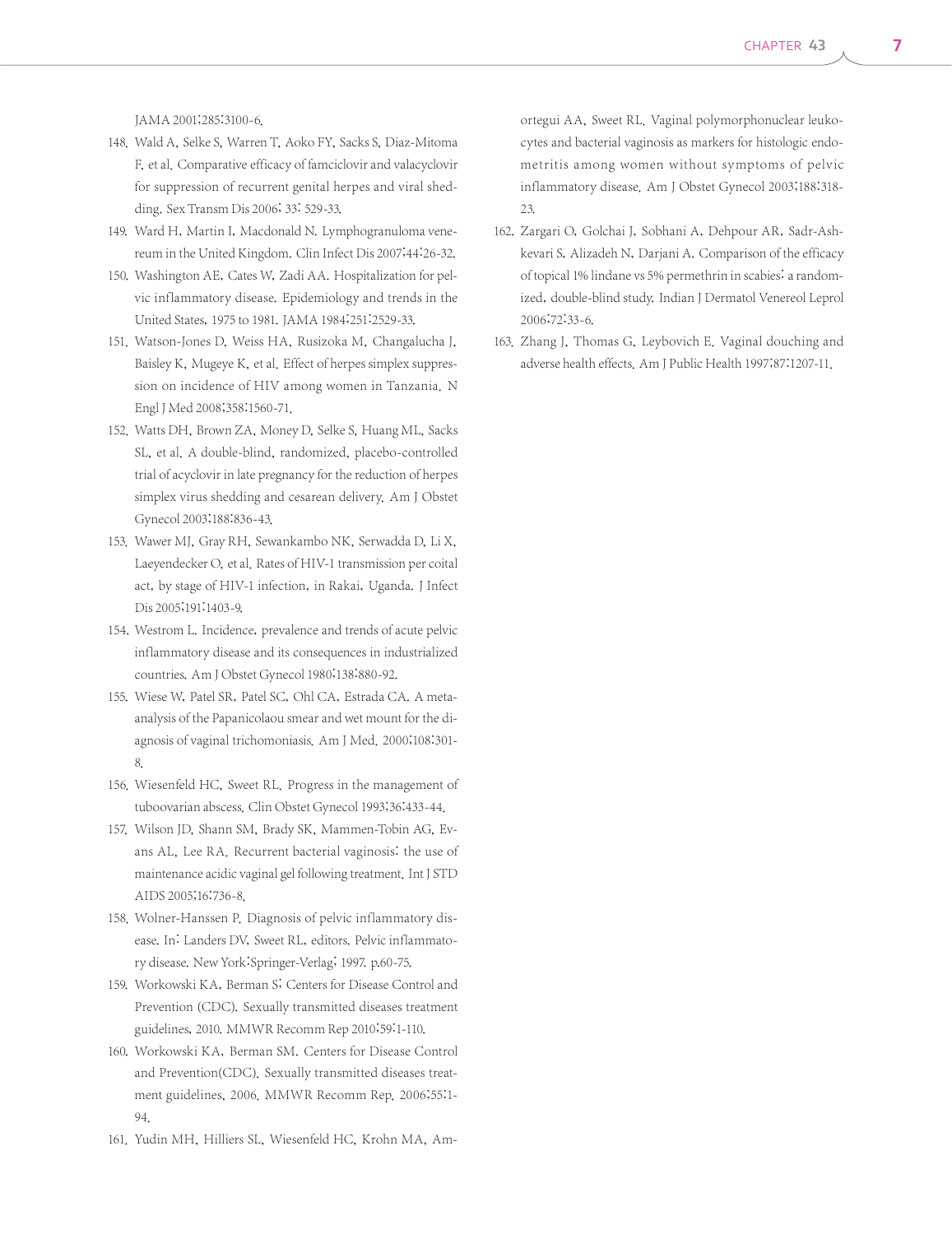JAMA 2001;285:3100-6.

148. Wald A, Selke S, Warren T, Aoko FY, Sacks S, Diaz-Mitoma F, et al. Comparative efficacy of famciclovir and valacyclovir for suppression of recurrent genital herpes and viral shedding. Sex Transm Dis 2006; 33: 529-33.
149. Ward H, Martin I, Macdonald N. Lymphogranuloma venereum in the United Kingdom. Clin Infect Dis 2007;44:26-32.
150. Washington AE, Cates W, Zadi AA. Hospitalization for pelvic inflammatory disease. Epidemiology and trends in the United States, 1975 to 1981. JAMA 1984;251:2529-33.
151. Watson-Jones D, Weiss HA, Rusizoka M, Changalucha J, Baisley K, Mugeye K, et al. Effect of herpes simplex suppression on incidence of HIV among women in Tanzania. N Engl J Med 2008;358:1560-71.
152. Watts DH, Brown ZA, Money D, Selke S, Huang ML, Sacks SL, et al. A double-blind, randomized, placebo-controlled trial of acyclovir in late pregnancy for the reduction of herpes simplex virus shedding and cesarean delivery. Am J Obstet Gynecol 2003;188:836-43.
153. Wawer MJ, Gray RH, Sewankambo NK, Serwadda D, Li X, Laeyendecker O, et al. Rates of HIV-1 transmission per coital act, by stage of HIV-1 infection, in Rakai, Uganda. J Infect Dis 2005;191:1403-9.
154. Westrom L. Incidence, prevalence and trends of acute pelvic inflammatory disease and its consequences in industrialized countries. Am J Obstet Gynecol 1980;138:880-92.
155. Wiese W, Patel SR, Patel SC, Ohl CA, Estrada CA. A meta-analysis of the Papanicolaou smear and wet mount for the diagnosis of vaginal trichomoniasis. Am J Med. 2000;108:301-8.
156. Wiesenfeld HC, Sweet RL. Progress in the management of tuboovarian abscess. Clin Obstet Gynecol 1993;36:433-44.
157. Wilson JD, Shann SM, Brady SK, Mammen-Tobin AG, Evans AL, Lee RA. Recurrent bacterial vaginosis: the use of maintenance acidic vaginal gel following treatment. Int J STD AIDS 2005;16:736-8.
158. Wolner-Hanssen P. Diagnosis of pelvic inflammatory disease. In: Landers DV, Sweet RL, editors. Pelvic inflammatory disease. New York:Springer-Verlag; 1997. p.60-75.
159. Workowski KA, Berman S; Centers for Disease Control and Prevention (CDC). Sexually transmitted diseases treatment guidelines, 2010. MMWR Recomm Rep 2010;59:1-110.
160. Workowski KA, Berman SM. Centers for Disease Control and Prevention(CDC). Sexually transmitted diseases treatment guidelines, 2006. MMWR Recomm Rep. 2006;55:1-94.
161. Yudin MH, Hilliers SL, Wiesenfeld HC, Krohn MA, Amortegui AA, Sweet RL. Vaginal polymorphonuclear leukocytes and bacterial vaginosis as markers for histologic endometritis among women without symptoms of pelvic inflammatory disease. Am J Obstet Gynecol 2003;188:318-23.
162. Zargari O, Golchai J, Sobhani A, Dehpour AR, Sadr-Ashkevari S, Alizadeh N, Darjani A. Comparison of the efficacy of topical 1% lindane vs 5% permethrin in scabies: a randomized, double-blind study. Indian J Dermatol Venereol Leprol 2006;72:33-6.
163. Zhang J, Thomas G, Leybovich E. Vaginal douching and adverse health effects. Am J Public Health 1997;87:1207-11.